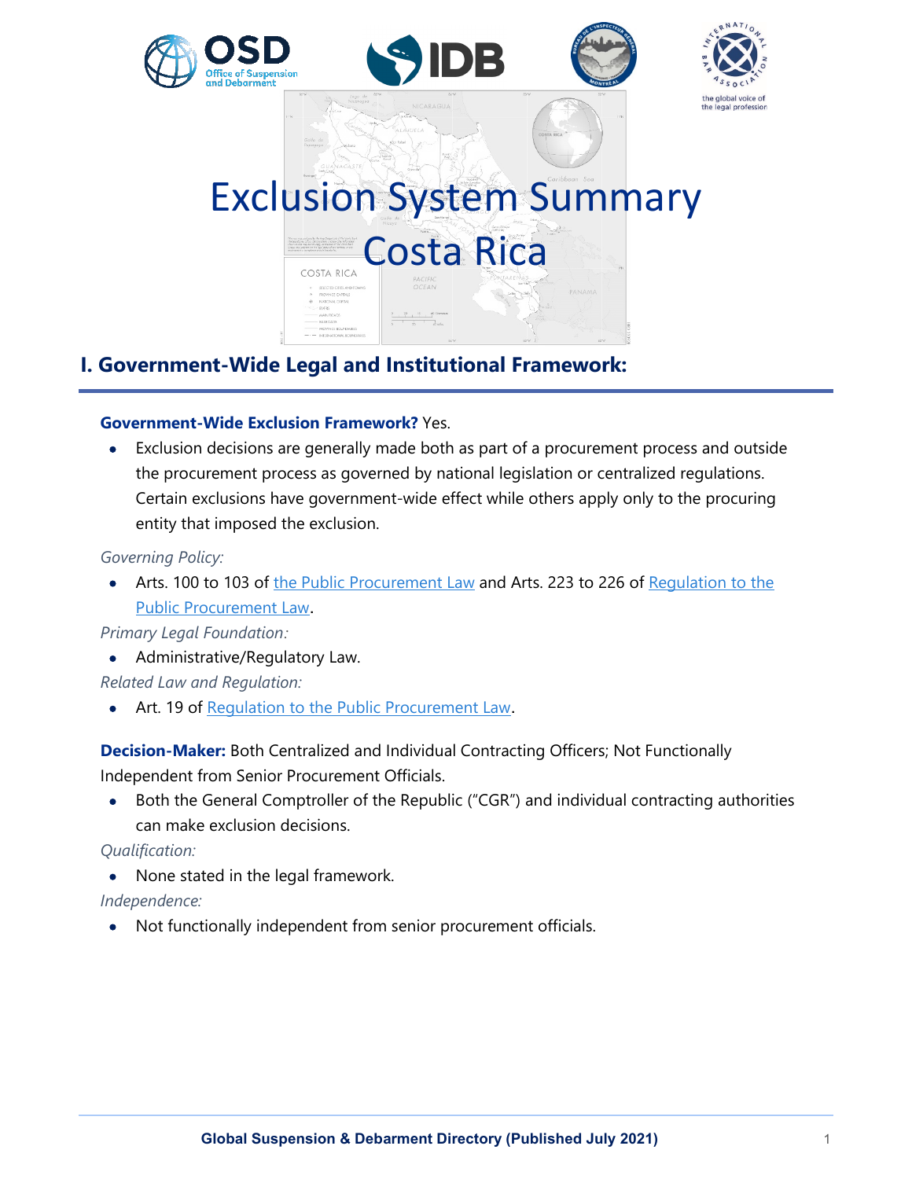# Exclusion System Summary Costa Rica

## I. Government-Wide Legal and Institutional Framework:

**Government-Wide Exclusion Framework?** Yes.

- Exclusion decisions are generally made both as part of a procurement process and outside the procurement process as governed by national legislation or centralized regulations. Certain exclusions have government-wide effect while others apply only to the procuring entity that imposed the exclusion.

*Governing Policy:*

- Arts. 100 to 103 of the Public Procurement Law and Arts. 223 to 226 of Regulation to the Public Procurement Law.

*Primary Legal Foundation:*

- Administrative/Regulatory Law.

*Related Law and Regulation:*

- Art. 19 of Regulation to the Public Procurement Law.

**Decision-Maker:** Both Centralized and Individual Contracting Officers; Not Functionally Independent from Senior Procurement Officials.

- Both the General Comptroller of the Republic ("CGR") and individual contracting authorities can make exclusion decisions.

*Qualification:*

- None stated in the legal framework.

*Independence:*

- Not functionally independent from senior procurement officials.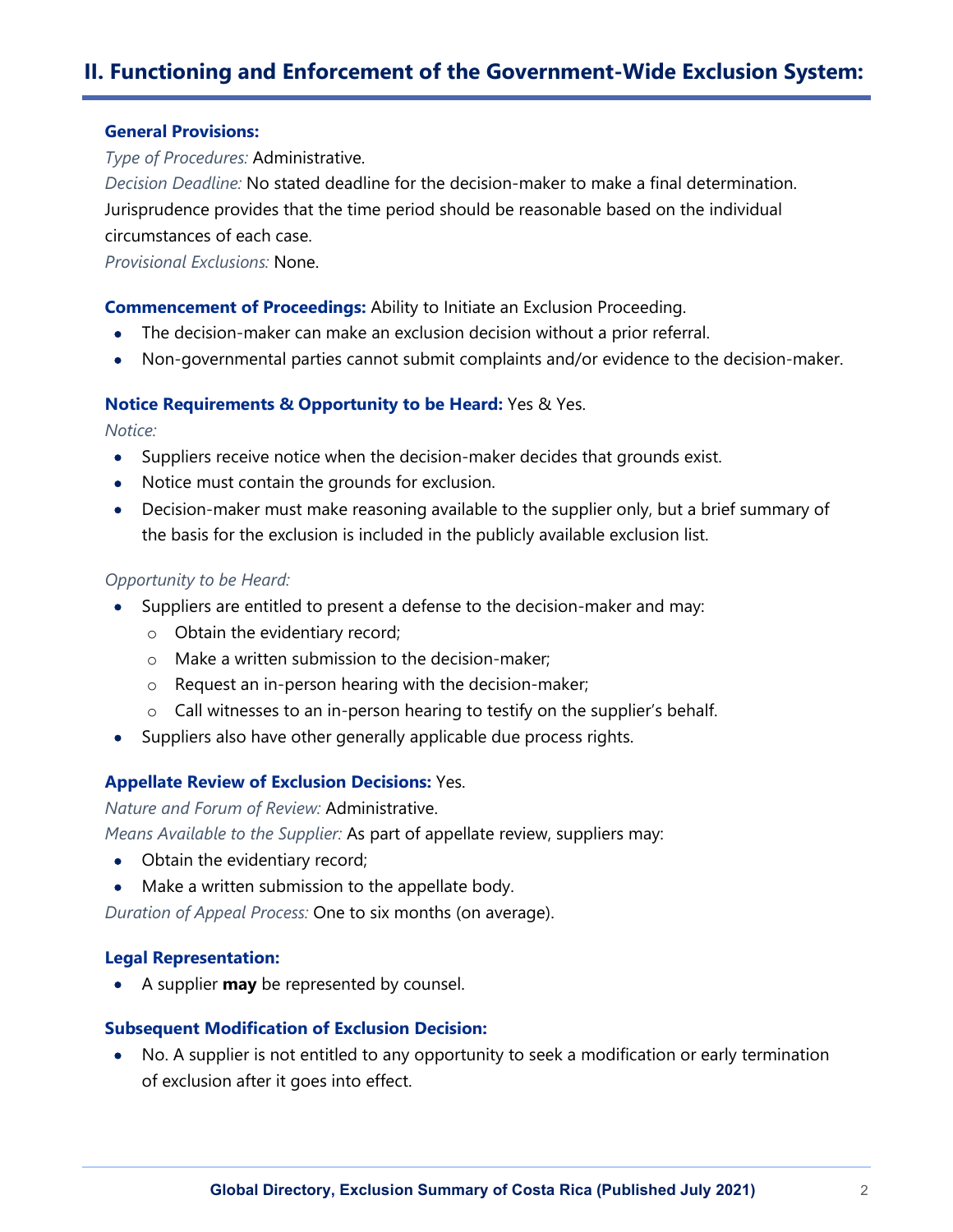## II. Functioning and Enforcement of the Government-Wide Exclusion System:

**General Provisions:**

*Type of Procedures:* Administrative.

*Decision Deadline:* No stated deadline for the decision-maker to make a final determination. Jurisprudence provides that the time period should be reasonable based on the individual circumstances of each case.

*Provisional Exclusions:* None.

**Commencement of Proceedings:** Ability to Initiate an Exclusion Proceeding.

- The decision-maker can make an exclusion decision without a prior referral.
- Non-governmental parties cannot submit complaints and/or evidence to the decision-maker.

**Notice Requirements & Opportunity to be Heard:** Yes & Yes.

*Notice:*

- Suppliers receive notice when the decision-maker decides that grounds exist.
- Notice must contain the grounds for exclusion.
- Decision-maker must make reasoning available to the supplier only, but a brief summary of the basis for the exclusion is included in the publicly available exclusion list.

*Opportunity to be Heard:*

- Suppliers are entitled to present a defense to the decision-maker and may:
  - Obtain the evidentiary record;
  - Make a written submission to the decision-maker;
  - Request an in-person hearing with the decision-maker;
  - Call witnesses to an in-person hearing to testify on the supplier's behalf.
- Suppliers also have other generally applicable due process rights.

**Appellate Review of Exclusion Decisions:** Yes.

*Nature and Forum of Review:* Administrative.

*Means Available to the Supplier:* As part of appellate review, suppliers may:

- Obtain the evidentiary record;
- Make a written submission to the appellate body.

*Duration of Appeal Process:* One to six months (on average).

**Legal Representation:**

- A supplier **may** be represented by counsel.

**Subsequent Modification of Exclusion Decision:**

- No. A supplier is not entitled to any opportunity to seek a modification or early termination of exclusion after it goes into effect.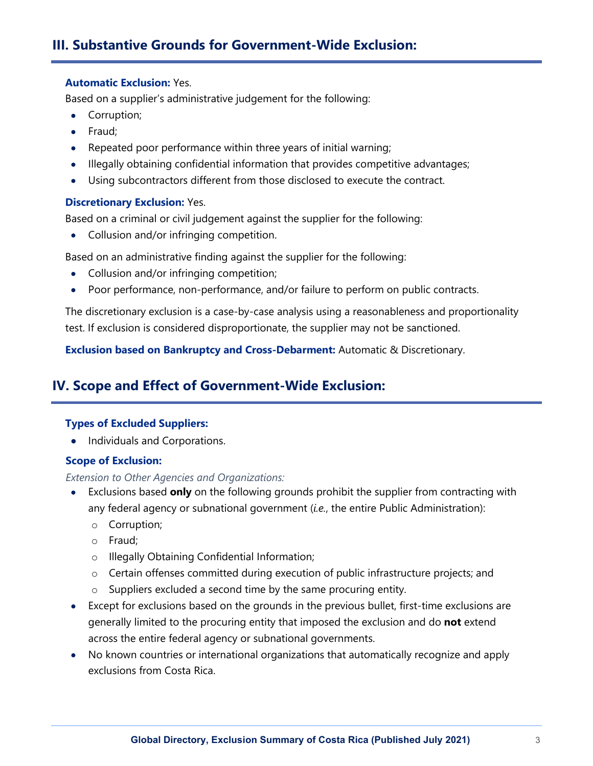## III. Substantive Grounds for Government-Wide Exclusion:

**Automatic Exclusion:** Yes.

Based on a supplier's administrative judgement for the following:

- Corruption;
- Fraud;
- Repeated poor performance within three years of initial warning;
- Illegally obtaining confidential information that provides competitive advantages;
- Using subcontractors different from those disclosed to execute the contract.

**Discretionary Exclusion:** Yes.

Based on a criminal or civil judgement against the supplier for the following:

- Collusion and/or infringing competition.

Based on an administrative finding against the supplier for the following:

- Collusion and/or infringing competition;
- Poor performance, non-performance, and/or failure to perform on public contracts.

The discretionary exclusion is a case-by-case analysis using a reasonableness and proportionality test. If exclusion is considered disproportionate, the supplier may not be sanctioned.

**Exclusion based on Bankruptcy and Cross-Debarment:** Automatic & Discretionary.

## IV. Scope and Effect of Government-Wide Exclusion:

**Types of Excluded Suppliers:**

- Individuals and Corporations.

**Scope of Exclusion:**

*Extension to Other Agencies and Organizations:*

- Exclusions based **only** on the following grounds prohibit the supplier from contracting with any federal agency or subnational government (*i.e.*, the entire Public Administration):
  - Corruption;
  - Fraud;
  - Illegally Obtaining Confidential Information;
  - Certain offenses committed during execution of public infrastructure projects; and
  - Suppliers excluded a second time by the same procuring entity.
- Except for exclusions based on the grounds in the previous bullet, first-time exclusions are generally limited to the procuring entity that imposed the exclusion and do **not** extend across the entire federal agency or subnational governments.
- No known countries or international organizations that automatically recognize and apply exclusions from Costa Rica.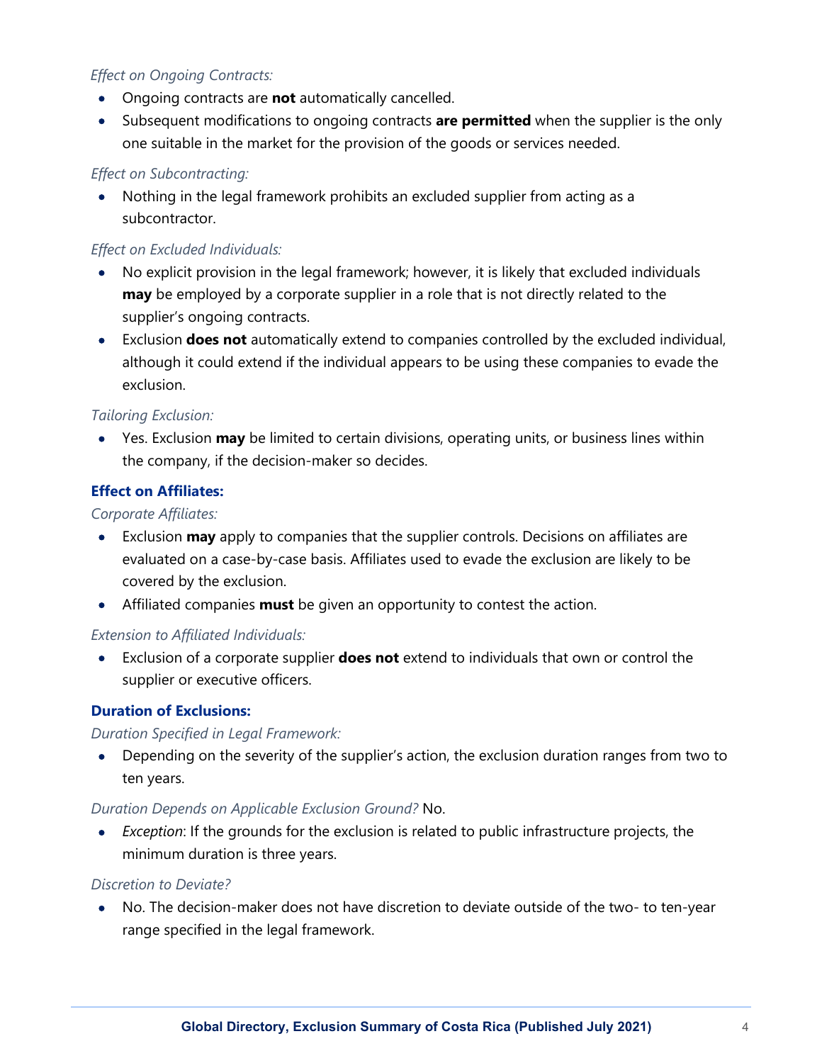*Effect on Ongoing Contracts:*

- Ongoing contracts are **not** automatically cancelled.
- Subsequent modifications to ongoing contracts **are permitted** when the supplier is the only one suitable in the market for the provision of the goods or services needed.

*Effect on Subcontracting:*

- Nothing in the legal framework prohibits an excluded supplier from acting as a subcontractor.

*Effect on Excluded Individuals:*

- No explicit provision in the legal framework; however, it is likely that excluded individuals **may** be employed by a corporate supplier in a role that is not directly related to the supplier's ongoing contracts.
- Exclusion **does not** automatically extend to companies controlled by the excluded individual, although it could extend if the individual appears to be using these companies to evade the exclusion.

*Tailoring Exclusion:*

- Yes. Exclusion **may** be limited to certain divisions, operating units, or business lines within the company, if the decision-maker so decides.

### Effect on Affiliates:

*Corporate Affiliates:*

- Exclusion **may** apply to companies that the supplier controls. Decisions on affiliates are evaluated on a case-by-case basis. Affiliates used to evade the exclusion are likely to be covered by the exclusion.
- Affiliated companies **must** be given an opportunity to contest the action.

*Extension to Affiliated Individuals:*

- Exclusion of a corporate supplier **does not** extend to individuals that own or control the supplier or executive officers.

### Duration of Exclusions:

*Duration Specified in Legal Framework:*

- Depending on the severity of the supplier's action, the exclusion duration ranges from two to ten years.

*Duration Depends on Applicable Exclusion Ground?* No.

- *Exception*: If the grounds for the exclusion is related to public infrastructure projects, the minimum duration is three years.

*Discretion to Deviate?*

- No. The decision-maker does not have discretion to deviate outside of the two- to ten-year range specified in the legal framework.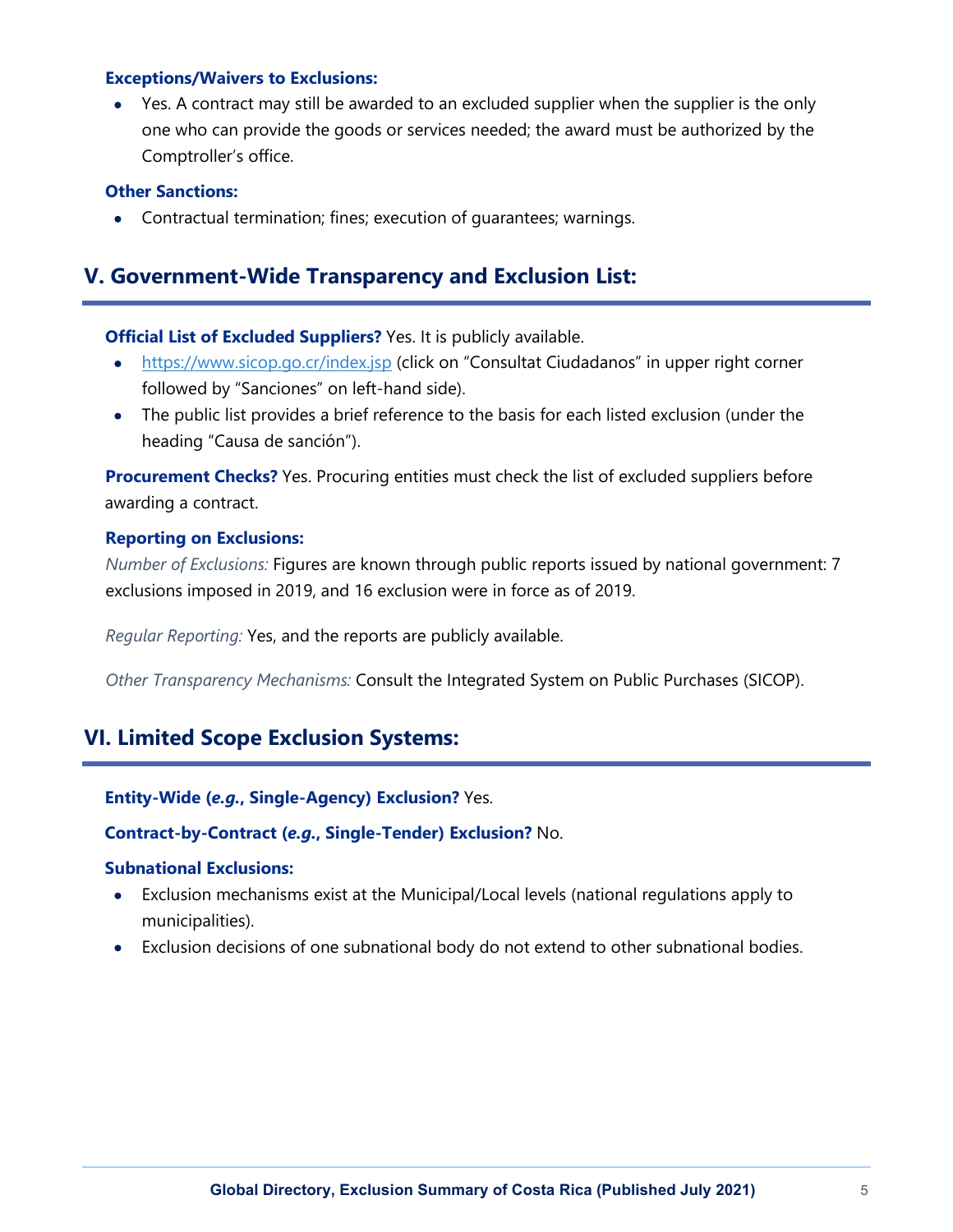**Exceptions/Waivers to Exclusions:**

- Yes. A contract may still be awarded to an excluded supplier when the supplier is the only one who can provide the goods or services needed; the award must be authorized by the Comptroller's office.

**Other Sanctions:**

- Contractual termination; fines; execution of guarantees; warnings.

## V. Government-Wide Transparency and Exclusion List:

**Official List of Excluded Suppliers?** Yes. It is publicly available.

- https://www.sicop.go.cr/index.jsp (click on "Consultat Ciudadanos" in upper right corner followed by "Sanciones" on left-hand side).
- The public list provides a brief reference to the basis for each listed exclusion (under the heading "Causa de sanción").

**Procurement Checks?** Yes. Procuring entities must check the list of excluded suppliers before awarding a contract.

**Reporting on Exclusions:**

*Number of Exclusions:* Figures are known through public reports issued by national government: 7 exclusions imposed in 2019, and 16 exclusion were in force as of 2019.

*Regular Reporting:* Yes, and the reports are publicly available.

*Other Transparency Mechanisms:* Consult the Integrated System on Public Purchases (SICOP).

## VI. Limited Scope Exclusion Systems:

**Entity-Wide (*e.g.*, Single-Agency) Exclusion?** Yes.

**Contract-by-Contract (*e.g.*, Single-Tender) Exclusion?** No.

**Subnational Exclusions:**

- Exclusion mechanisms exist at the Municipal/Local levels (national regulations apply to municipalities).
- Exclusion decisions of one subnational body do not extend to other subnational bodies.